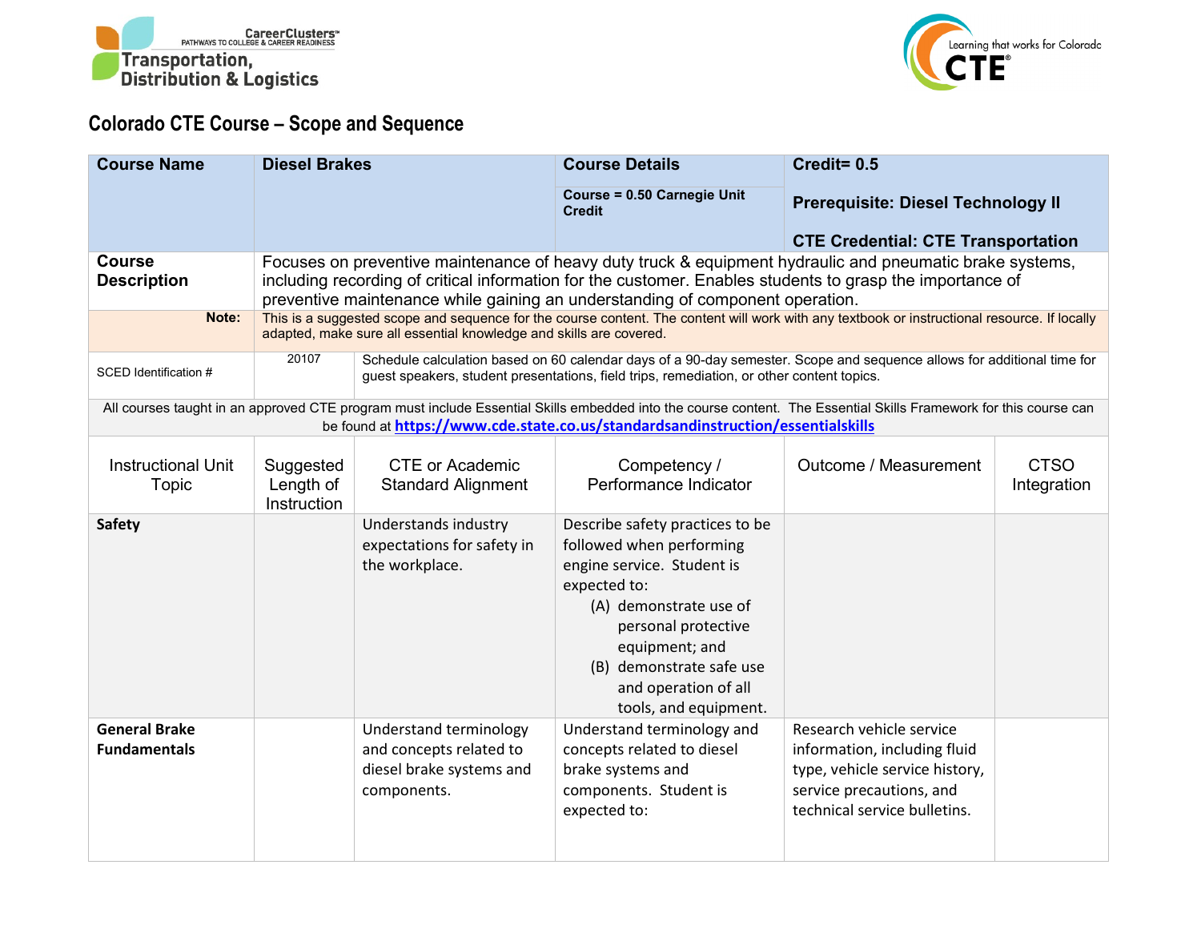Career Clusters™ PATHWAYS TO COLLEGE & CAREER READINESS
Transportation, Distribution & Logistics

Learning that works for Colorado CTE®

## Colorado CTE Course – Scope and Sequence

| **Course Name** | **Diesel Brakes** | **Course Details** | **Credit= 0.5** |
|---|---|---|---|
| | | **Course = 0.50 Carnegie Unit Credit** | **Prerequisite: Diesel Technology II**<br><br>**CTE Credential: CTE Transportation** |
| **Course Description** | Focuses on preventive maintenance of heavy duty truck & equipment hydraulic and pneumatic brake systems, including recording of critical information for the customer. Enables students to grasp the importance of preventive maintenance while gaining an understanding of component operation. | | |
| **Note:** | This is a suggested scope and sequence for the course content. The content will work with any textbook or instructional resource. If locally adapted, make sure all essential knowledge and skills are covered. | | |
| SCED Identification # | 20107 | Schedule calculation based on 60 calendar days of a 90-day semester. Scope and sequence allows for additional time for guest speakers, student presentations, field trips, remediation, or other content topics. | |

All courses taught in an approved CTE program must include Essential Skills embedded into the course content. The Essential Skills Framework for this course can be found at **https://www.cde.state.co.us/standardsandinstruction/essentialskills**

| Instructional Unit Topic | Suggested Length of Instruction | CTE or Academic Standard Alignment | Competency / Performance Indicator | Outcome / Measurement | CTSO Integration |
|---|---|---|---|---|---|
| **Safety** | | Understands industry expectations for safety in the workplace. | Describe safety practices to be followed when performing engine service. Student is expected to:<br>(A) demonstrate use of personal protective equipment; and<br>(B) demonstrate safe use and operation of all tools, and equipment. | | |
| **General Brake Fundamentals** | | Understand terminology and concepts related to diesel brake systems and components. | Understand terminology and concepts related to diesel brake systems and components. Student is expected to: | Research vehicle service information, including fluid type, vehicle service history, service precautions, and technical service bulletins. | |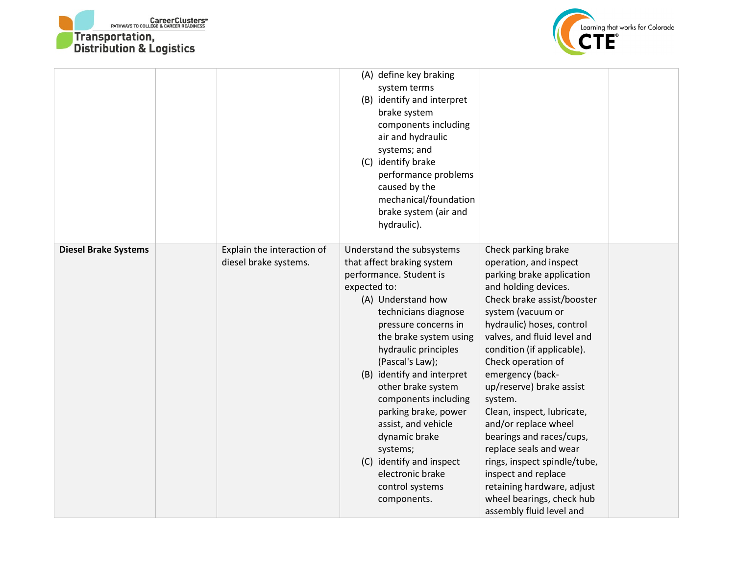| | | | | | |
|---|---|---|---|---|---|
| | | | (A) define key braking system terms<br>(B) identify and interpret brake system components including air and hydraulic systems; and<br>(C) identify brake performance problems caused by the mechanical/foundation brake system (air and hydraulic). | | |
| **Diesel Brake Systems** | | Explain the interaction of diesel brake systems. | Understand the subsystems that affect braking system performance. Student is expected to:<br>(A) Understand how technicians diagnose pressure concerns in the brake system using hydraulic principles (Pascal's Law);<br>(B) identify and interpret other brake system components including parking brake, power assist, and vehicle dynamic brake systems;<br>(C) identify and inspect electronic brake control systems components. | Check parking brake operation, and inspect parking brake application and holding devices.<br>Check brake assist/booster system (vacuum or hydraulic) hoses, control valves, and fluid level and condition (if applicable).<br>Check operation of emergency (back-up/reserve) brake assist system.<br>Clean, inspect, lubricate, and/or replace wheel bearings and races/cups, replace seals and wear rings, inspect spindle/tube, inspect and replace retaining hardware, adjust wheel bearings, check hub assembly fluid level and | |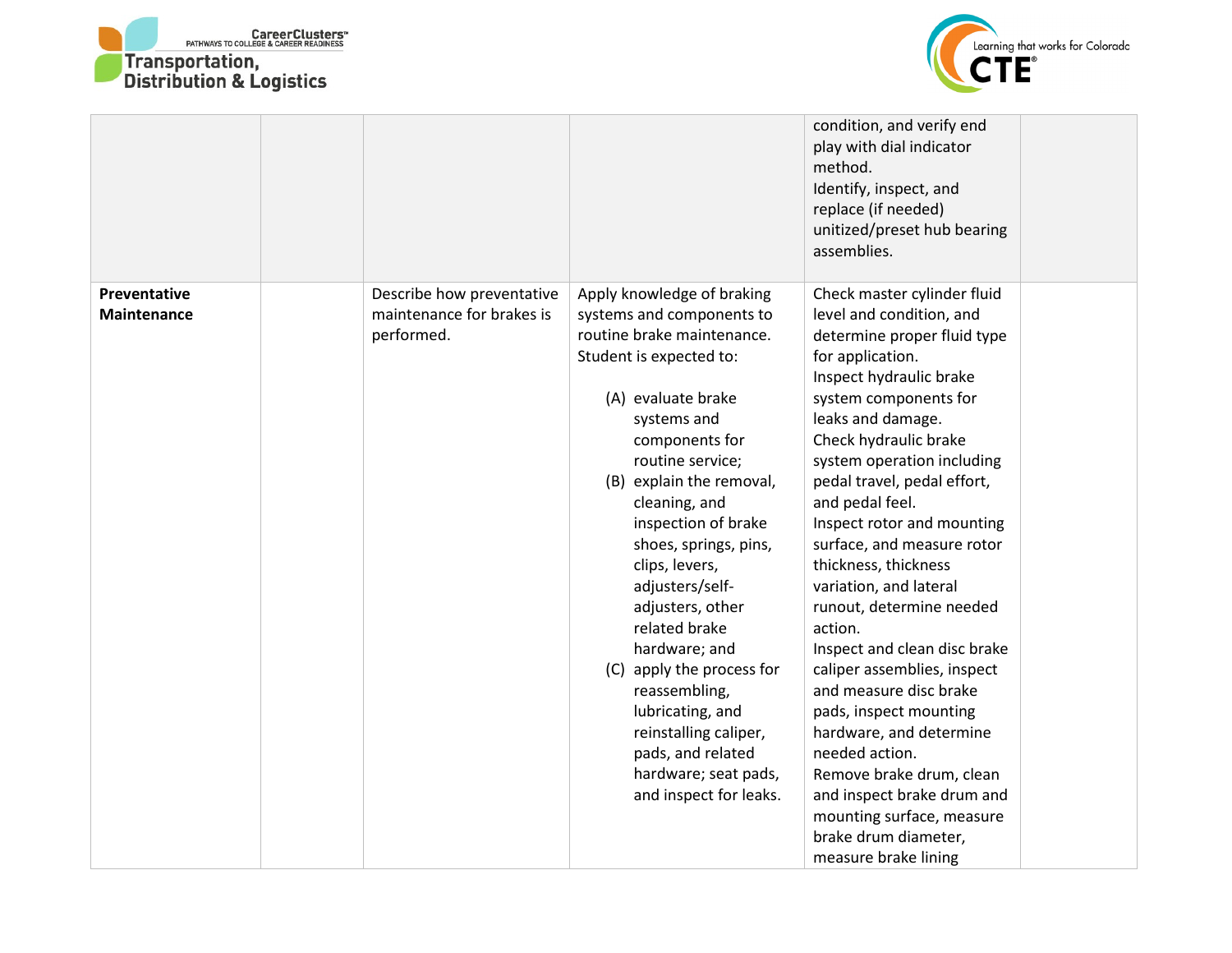| | | | | | |
|---|---|---|---|---|---|
| | | | | condition, and verify end play with dial indicator method.<br>Identify, inspect, and replace (if needed) unitized/preset hub bearing assemblies. | |
| **Preventative Maintenance** | | Describe how preventative maintenance for brakes is performed. | Apply knowledge of braking systems and components to routine brake maintenance. Student is expected to:<br><br>(A) evaluate brake systems and components for routine service;<br>(B) explain the removal, cleaning, and inspection of brake shoes, springs, pins, clips, levers, adjusters/self-adjusters, other related brake hardware; and<br>(C) apply the process for reassembling, lubricating, and reinstalling caliper, pads, and related hardware; seat pads, and inspect for leaks. | Check master cylinder fluid level and condition, and determine proper fluid type for application.<br>Inspect hydraulic brake system components for leaks and damage.<br>Check hydraulic brake system operation including pedal travel, pedal effort, and pedal feel.<br>Inspect rotor and mounting surface, and measure rotor thickness, thickness variation, and lateral runout, determine needed action.<br>Inspect and clean disc brake caliper assemblies, inspect and measure disc brake pads, inspect mounting hardware, and determine needed action.<br>Remove brake drum, clean and inspect brake drum and mounting surface, measure brake drum diameter, measure brake lining | |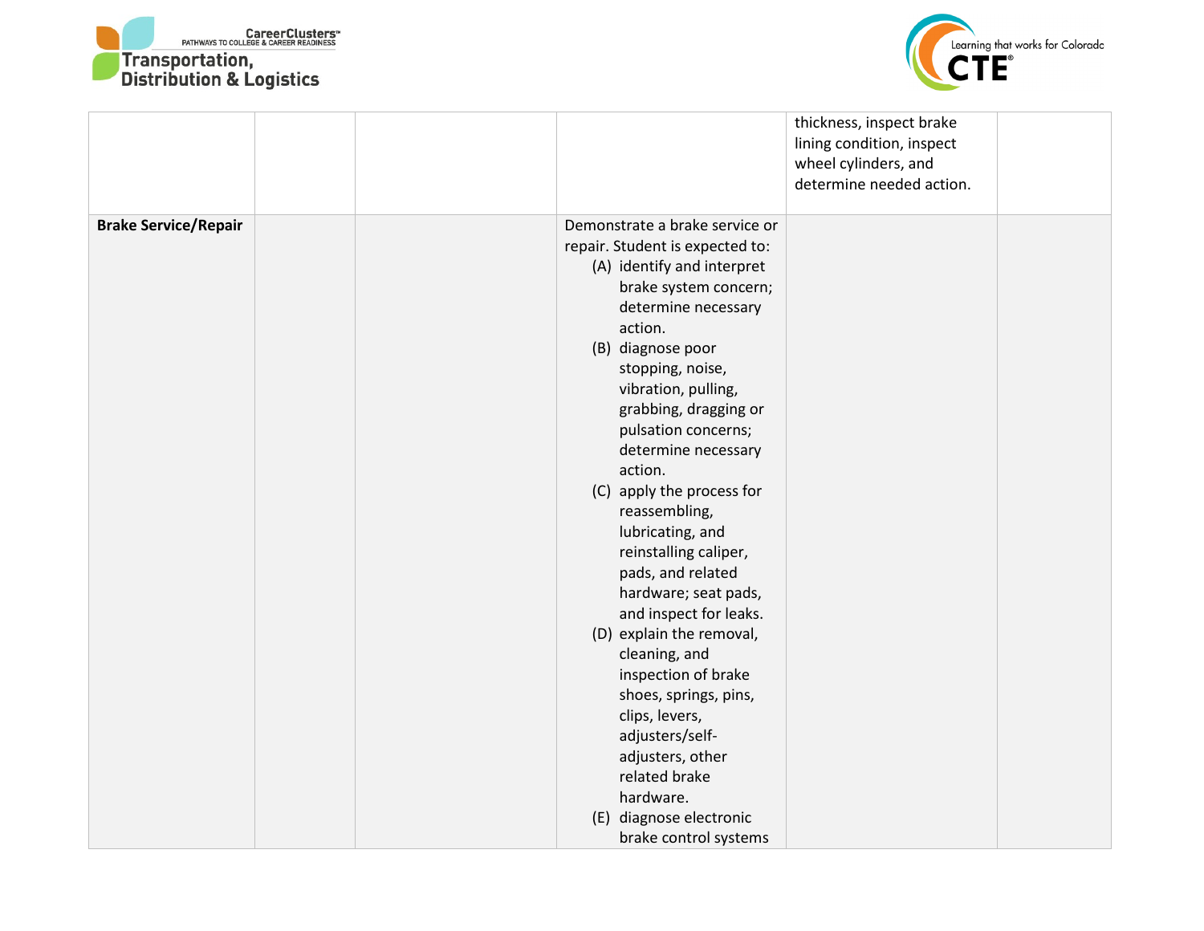| | | | | | |
|---|---|---|---|---|---|
| | | | | thickness, inspect brake lining condition, inspect wheel cylinders, and determine needed action. | |
| **Brake Service/Repair** | | | Demonstrate a brake service or repair. Student is expected to:<br>(A) identify and interpret brake system concern; determine necessary action.<br>(B) diagnose poor stopping, noise, vibration, pulling, grabbing, dragging or pulsation concerns; determine necessary action.<br>(C) apply the process for reassembling, lubricating, and reinstalling caliper, pads, and related hardware; seat pads, and inspect for leaks.<br>(D) explain the removal, cleaning, and inspection of brake shoes, springs, pins, clips, levers, adjusters/self-adjusters, other related brake hardware.<br>(E) diagnose electronic brake control systems | | |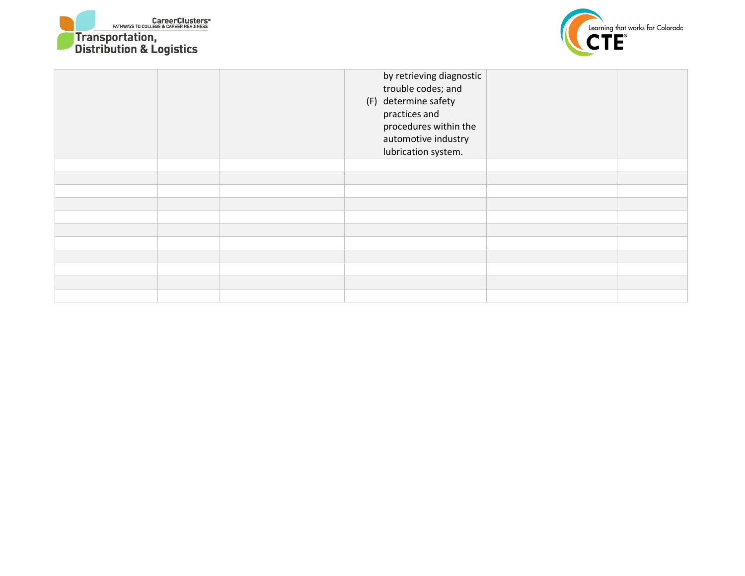| | | | | | |
|---|---|---|---|---|---|
| | | | by retrieving diagnostic trouble codes; and<br>(F) determine safety practices and procedures within the automotive industry lubrication system. | | |
| | | | | | |
| | | | | | |
| | | | | | |
| | | | | | |
| | | | | | |
| | | | | | |
| | | | | | |
| | | | | | |
| | | | | | |
| | | | | | |
| | | | | | |